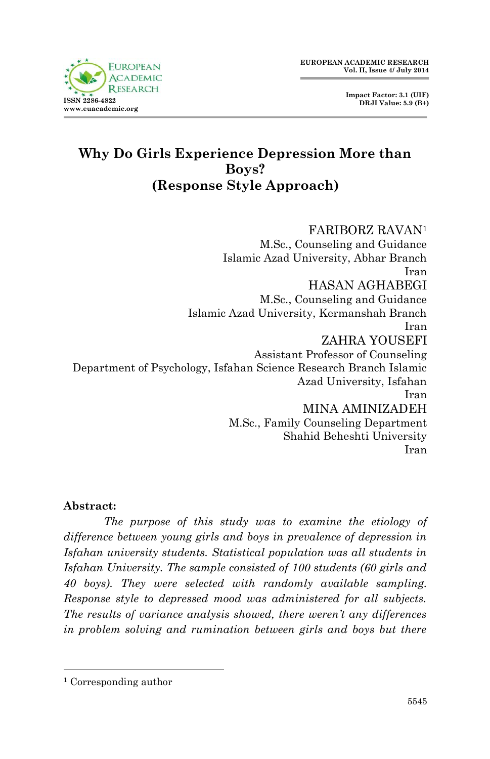# Why Do Girls Experience Depression More than Boys? (Response Style Approach)

FARIBORZ RAVAN[1]
M.Sc., Counseling and Guidance
Islamic Azad University, Abhar Branch
Iran

HASAN AGHABEGI
M.Sc., Counseling and Guidance
Islamic Azad University, Kermanshah Branch
Iran

ZAHRA YOUSEFI
Assistant Professor of Counseling
Department of Psychology, Isfahan Science Research Branch Islamic Azad University, Isfahan
Iran

MINA AMINIZADEH
M.Sc., Family Counseling Department
Shahid Beheshti University
Iran

**Abstract:**

*The purpose of this study was to examine the etiology of difference between young girls and boys in prevalence of depression in Isfahan university students. Statistical population was all students in Isfahan University. The sample consisted of 100 students (60 girls and 40 boys). They were selected with randomly available sampling. Response style to depressed mood was administered for all subjects. The results of variance analysis showed, there weren't any differences in problem solving and rumination between girls and boys but there*

[1] Corresponding author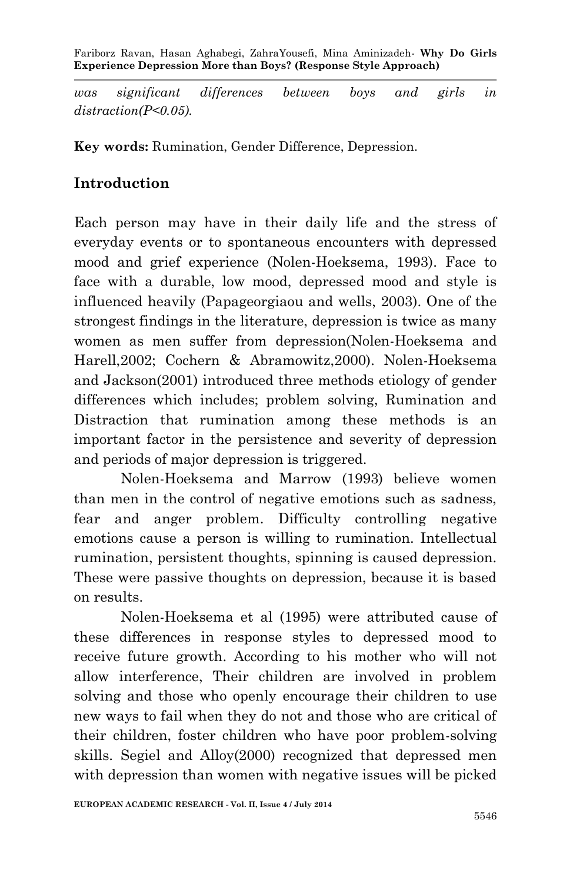*was significant differences between boys and girls in distraction(P<0.05).*

**Key words:** Rumination, Gender Difference, Depression.

## Introduction

Each person may have in their daily life and the stress of everyday events or to spontaneous encounters with depressed mood and grief experience (Nolen-Hoeksema, 1993). Face to face with a durable, low mood, depressed mood and style is influenced heavily (Papageorgiaou and wells, 2003). One of the strongest findings in the literature, depression is twice as many women as men suffer from depression(Nolen-Hoeksema and Harell,2002; Cochern & Abramowitz,2000). Nolen-Hoeksema and Jackson(2001) introduced three methods etiology of gender differences which includes; problem solving, Rumination and Distraction that rumination among these methods is an important factor in the persistence and severity of depression and periods of major depression is triggered.

Nolen-Hoeksema and Marrow (1993) believe women than men in the control of negative emotions such as sadness, fear and anger problem. Difficulty controlling negative emotions cause a person is willing to rumination. Intellectual rumination, persistent thoughts, spinning is caused depression. These were passive thoughts on depression, because it is based on results.

Nolen-Hoeksema et al (1995) were attributed cause of these differences in response styles to depressed mood to receive future growth. According to his mother who will not allow interference, Their children are involved in problem solving and those who openly encourage their children to use new ways to fail when they do not and those who are critical of their children, foster children who have poor problem-solving skills. Segiel and Alloy(2000) recognized that depressed men with depression than women with negative issues will be picked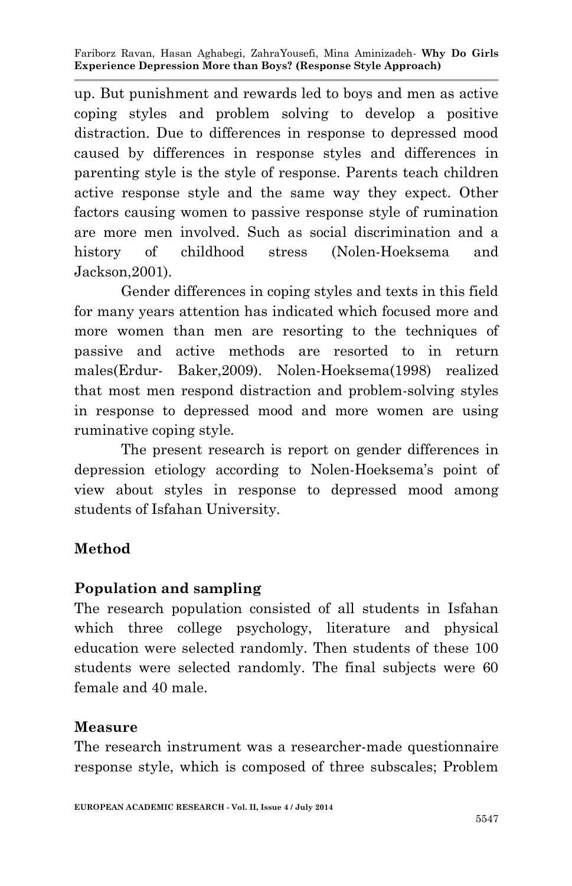up. But punishment and rewards led to boys and men as active coping styles and problem solving to develop a positive distraction. Due to differences in response to depressed mood caused by differences in response styles and differences in parenting style is the style of response. Parents teach children active response style and the same way they expect. Other factors causing women to passive response style of rumination are more men involved. Such as social discrimination and a history of childhood stress (Nolen-Hoeksema and Jackson,2001).

Gender differences in coping styles and texts in this field for many years attention has indicated which focused more and more women than men are resorting to the techniques of passive and active methods are resorted to in return males(Erdur- Baker,2009). Nolen-Hoeksema(1998) realized that most men respond distraction and problem-solving styles in response to depressed mood and more women are using ruminative coping style.

The present research is report on gender differences in depression etiology according to Nolen-Hoeksema's point of view about styles in response to depressed mood among students of Isfahan University.

## Method

### Population and sampling

The research population consisted of all students in Isfahan which three college psychology, literature and physical education were selected randomly. Then students of these 100 students were selected randomly. The final subjects were 60 female and 40 male.

### Measure

The research instrument was a researcher-made questionnaire response style, which is composed of three subscales; Problem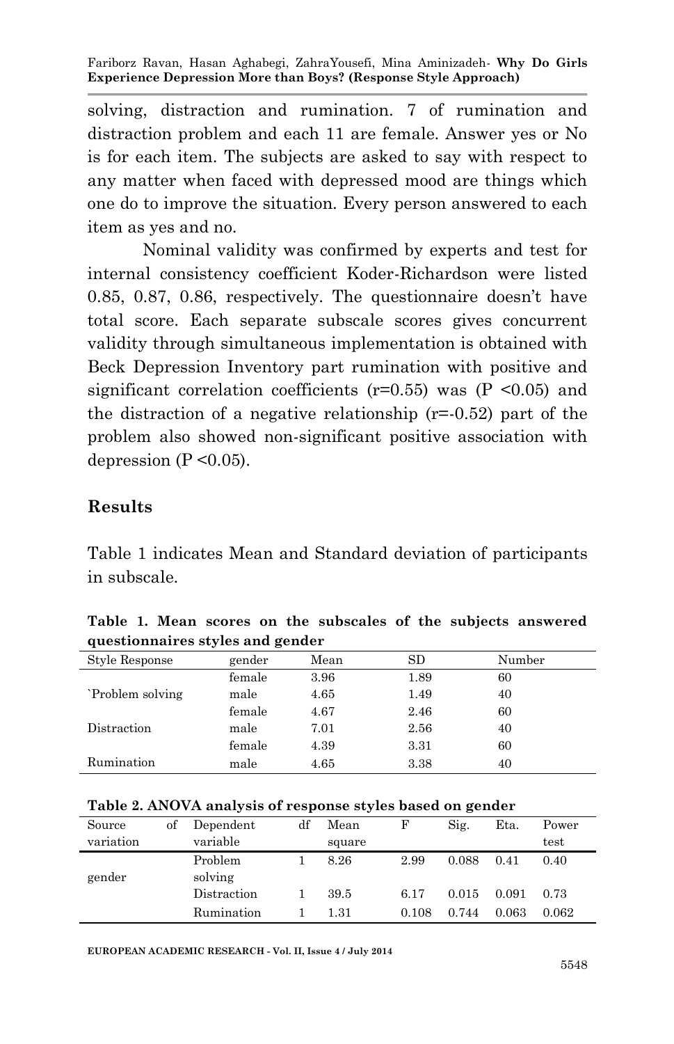solving, distraction and rumination. 7 of rumination and distraction problem and each 11 are female. Answer yes or No is for each item. The subjects are asked to say with respect to any matter when faced with depressed mood are things which one do to improve the situation. Every person answered to each item as yes and no.

Nominal validity was confirmed by experts and test for internal consistency coefficient Koder-Richardson were listed 0.85, 0.87, 0.86, respectively. The questionnaire doesn't have total score. Each separate subscale scores gives concurrent validity through simultaneous implementation is obtained with Beck Depression Inventory part rumination with positive and significant correlation coefficients ($r=0.55$) was ($P < 0.05$) and the distraction of a negative relationship ($r=-0.52$) part of the problem also showed non-significant positive association with depression ($P < 0.05$).

## Results

Table 1 indicates Mean and Standard deviation of participants in subscale.

**Table 1. Mean scores on the subscales of the subjects answered questionnaires styles and gender**

| Style Response | gender | Mean | SD | Number |
|---|---|---|---|---|
| `Problem solving | female | 3.96 | 1.89 | 60 |
| | male | 4.65 | 1.49 | 40 |
| Distraction | female | 4.67 | 2.46 | 60 |
| | male | 7.01 | 2.56 | 40 |
| Rumination | female | 4.39 | 3.31 | 60 |
| | male | 4.65 | 3.38 | 40 |

**Table 2. ANOVA analysis of response styles based on gender**

| Source of variation | Dependent variable | df | Mean square | F | Sig. | Eta. | Power test |
|---|---|---|---|---|---|---|---|
| gender | Problem solving | 1 | 8.26 | 2.99 | 0.088 | 0.41 | 0.40 |
| | Distraction | 1 | 39.5 | 6.17 | 0.015 | 0.091 | 0.73 |
| | Rumination | 1 | 1.31 | 0.108 | 0.744 | 0.063 | 0.062 |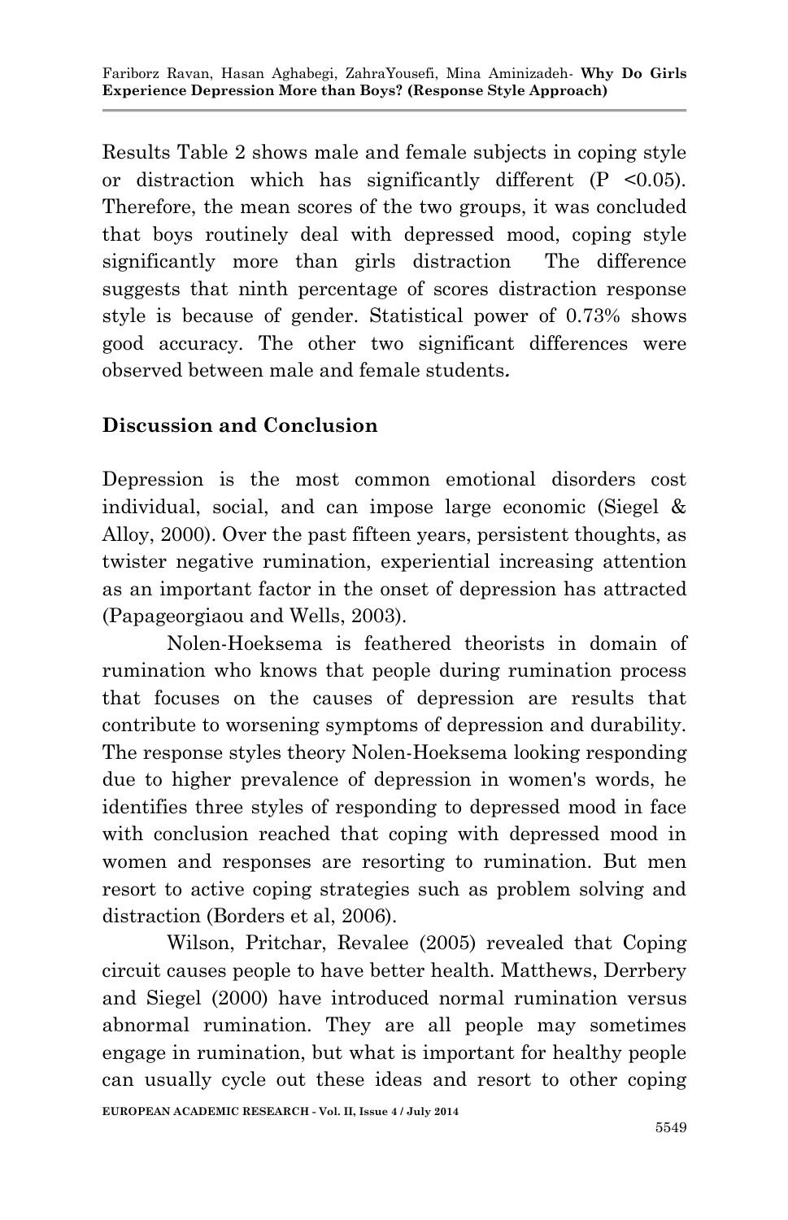Results Table 2 shows male and female subjects in coping style or distraction which has significantly different (P <0.05). Therefore, the mean scores of the two groups, it was concluded that boys routinely deal with depressed mood, coping style significantly more than girls distraction The difference suggests that ninth percentage of scores distraction response style is because of gender. Statistical power of 0.73% shows good accuracy. The other two significant differences were observed between male and female students.

## Discussion and Conclusion

Depression is the most common emotional disorders cost individual, social, and can impose large economic (Siegel & Alloy, 2000). Over the past fifteen years, persistent thoughts, as twister negative rumination, experiential increasing attention as an important factor in the onset of depression has attracted (Papageorgiaou and Wells, 2003).

Nolen-Hoeksema is feathered theorists in domain of rumination who knows that people during rumination process that focuses on the causes of depression are results that contribute to worsening symptoms of depression and durability. The response styles theory Nolen-Hoeksema looking responding due to higher prevalence of depression in women's words, he identifies three styles of responding to depressed mood in face with conclusion reached that coping with depressed mood in women and responses are resorting to rumination. But men resort to active coping strategies such as problem solving and distraction (Borders et al, 2006).

Wilson, Pritchar, Revalee (2005) revealed that Coping circuit causes people to have better health. Matthews, Derrbery and Siegel (2000) have introduced normal rumination versus abnormal rumination. They are all people may sometimes engage in rumination, but what is important for healthy people can usually cycle out these ideas and resort to other coping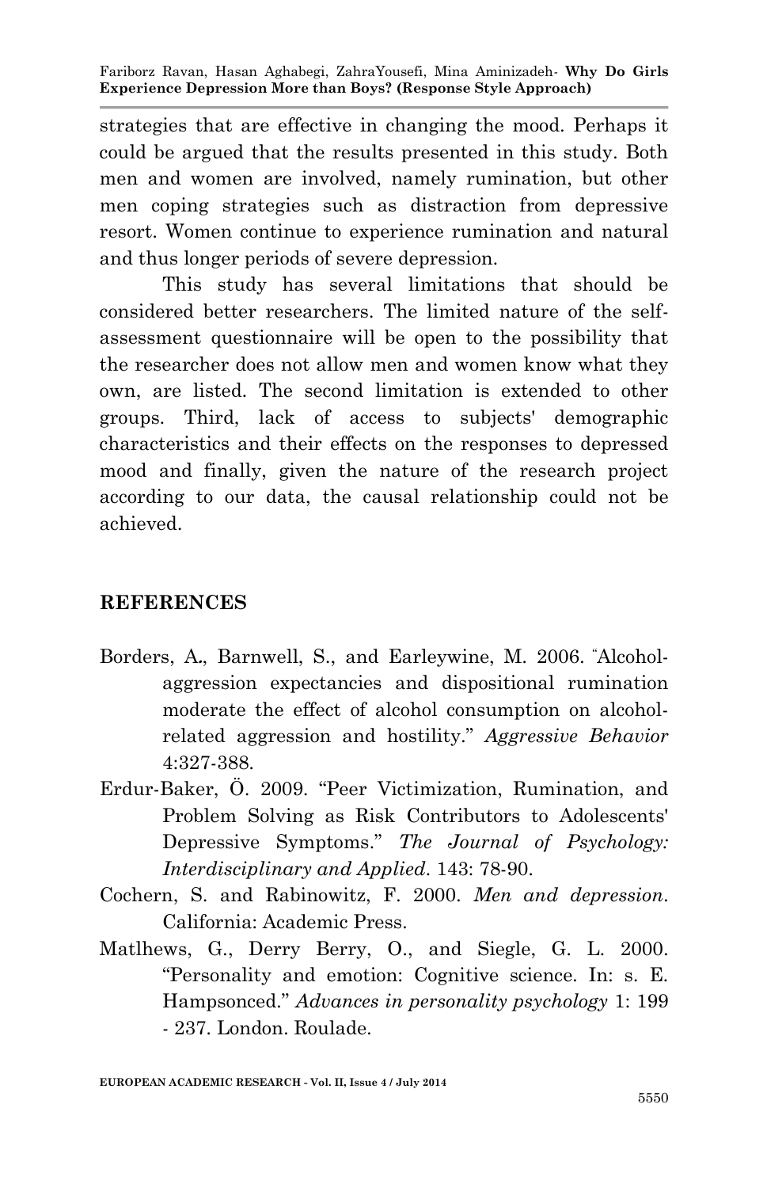strategies that are effective in changing the mood. Perhaps it could be argued that the results presented in this study. Both men and women are involved, namely rumination, but other men coping strategies such as distraction from depressive resort. Women continue to experience rumination and natural and thus longer periods of severe depression.

This study has several limitations that should be considered better researchers. The limited nature of the self-assessment questionnaire will be open to the possibility that the researcher does not allow men and women know what they own, are listed. The second limitation is extended to other groups. Third, lack of access to subjects' demographic characteristics and their effects on the responses to depressed mood and finally, given the nature of the research project according to our data, the causal relationship could not be achieved.

## REFERENCES

Borders, A., Barnwell, S., and Earleywine, M. 2006. "Alcohol-aggression expectancies and dispositional rumination moderate the effect of alcohol consumption on alcohol-related aggression and hostility." *Aggressive Behavior* 4:327-388.

Erdur-Baker, Ö. 2009. "Peer Victimization, Rumination, and Problem Solving as Risk Contributors to Adolescents' Depressive Symptoms." *The Journal of Psychology: Interdisciplinary and Applied*. 143: 78-90.

Cochern, S. and Rabinowitz, F. 2000. *Men and depression*. California: Academic Press.

Matlhews, G., Derry Berry, O., and Siegle, G. L. 2000. "Personality and emotion: Cognitive science. In: s. E. Hampsonced." *Advances in personality psychology* 1: 199 - 237. London. Roulade.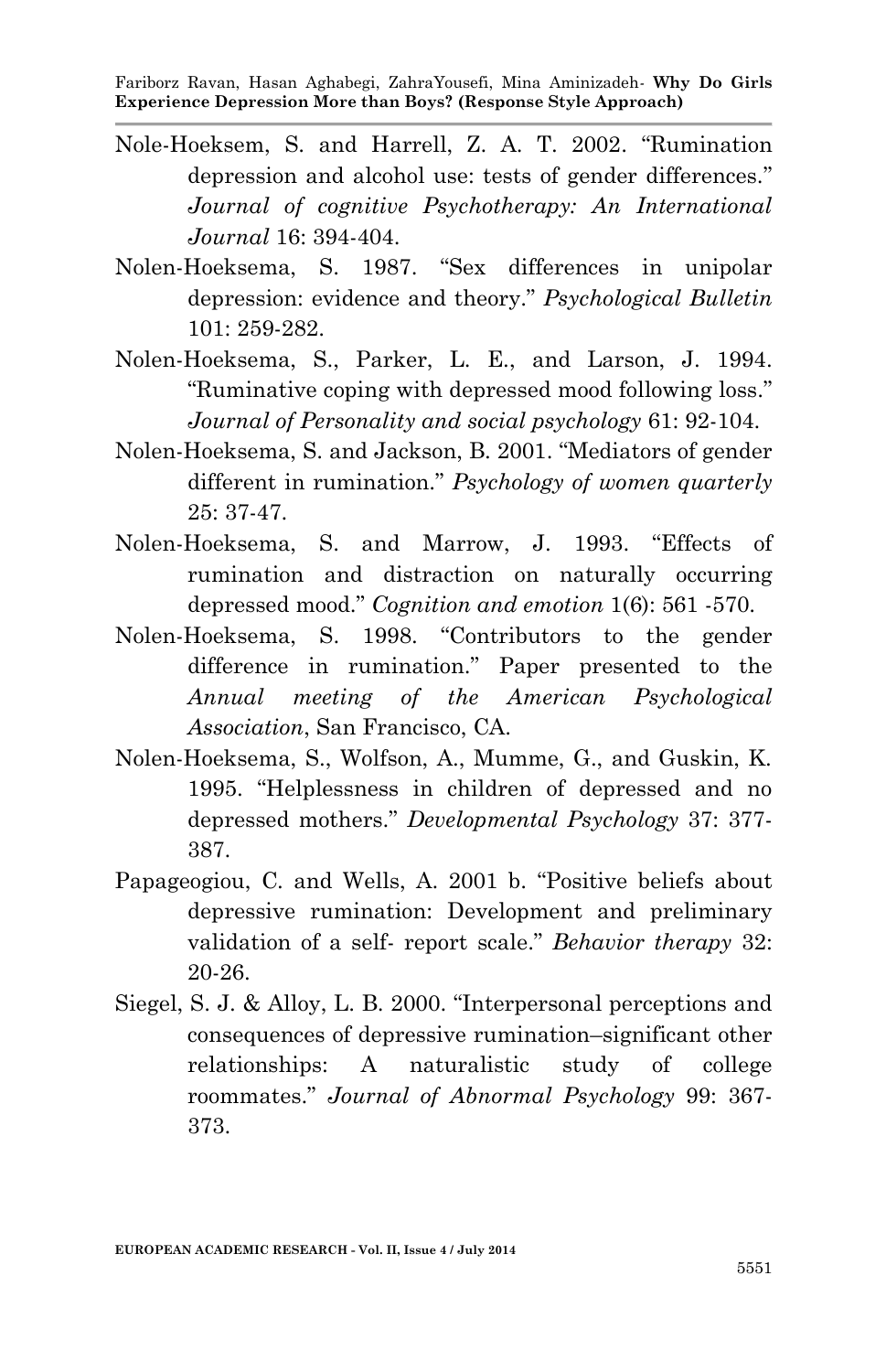Nole-Hoeksem, S. and Harrell, Z. A. T. 2002. "Rumination depression and alcohol use: tests of gender differences." *Journal of cognitive Psychotherapy: An International Journal* 16: 394-404.

Nolen-Hoeksema, S. 1987. "Sex differences in unipolar depression: evidence and theory." *Psychological Bulletin* 101: 259-282.

Nolen-Hoeksema, S., Parker, L. E., and Larson, J. 1994. "Ruminative coping with depressed mood following loss." *Journal of Personality and social psychology* 61: 92-104.

Nolen-Hoeksema, S. and Jackson, B. 2001. "Mediators of gender different in rumination." *Psychology of women quarterly* 25: 37-47.

Nolen-Hoeksema, S. and Marrow, J. 1993. "Effects of rumination and distraction on naturally occurring depressed mood." *Cognition and emotion* 1(6): 561 -570.

Nolen-Hoeksema, S. 1998. "Contributors to the gender difference in rumination." Paper presented to the *Annual meeting of the American Psychological Association*, San Francisco, CA.

Nolen-Hoeksema, S., Wolfson, A., Mumme, G., and Guskin, K. 1995. "Helplessness in children of depressed and no depressed mothers." *Developmental Psychology* 37: 377-387.

Papageogiou, C. and Wells, A. 2001 b. "Positive beliefs about depressive rumination: Development and preliminary validation of a self- report scale." *Behavior therapy* 32: 20-26.

Siegel, S. J. & Alloy, L. B. 2000. "Interpersonal perceptions and consequences of depressive rumination–significant other relationships: A naturalistic study of college roommates." *Journal of Abnormal Psychology* 99: 367-373.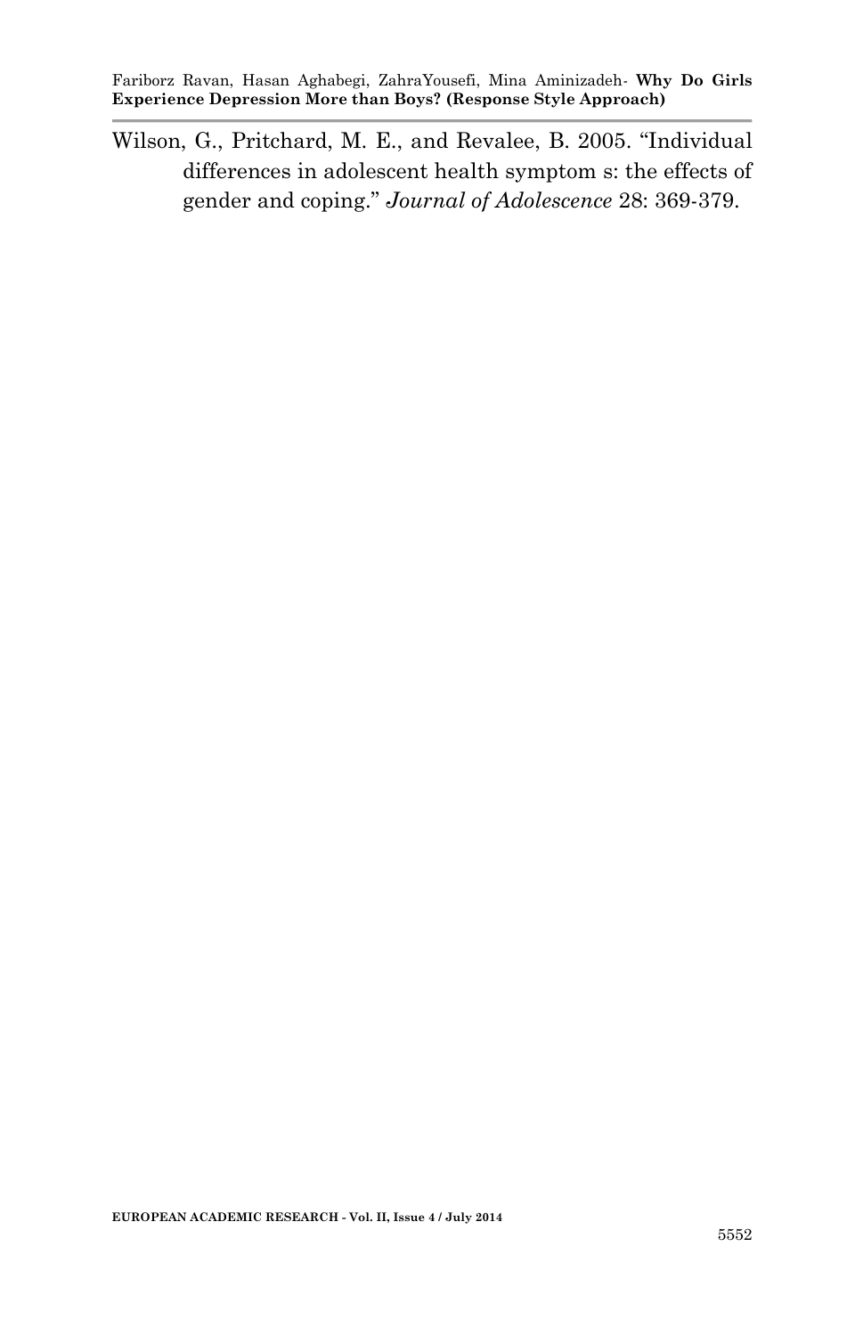Wilson, G., Pritchard, M. E., and Revalee, B. 2005. "Individual differences in adolescent health symptom s: the effects of gender and coping." *Journal of Adolescence* 28: 369-379.